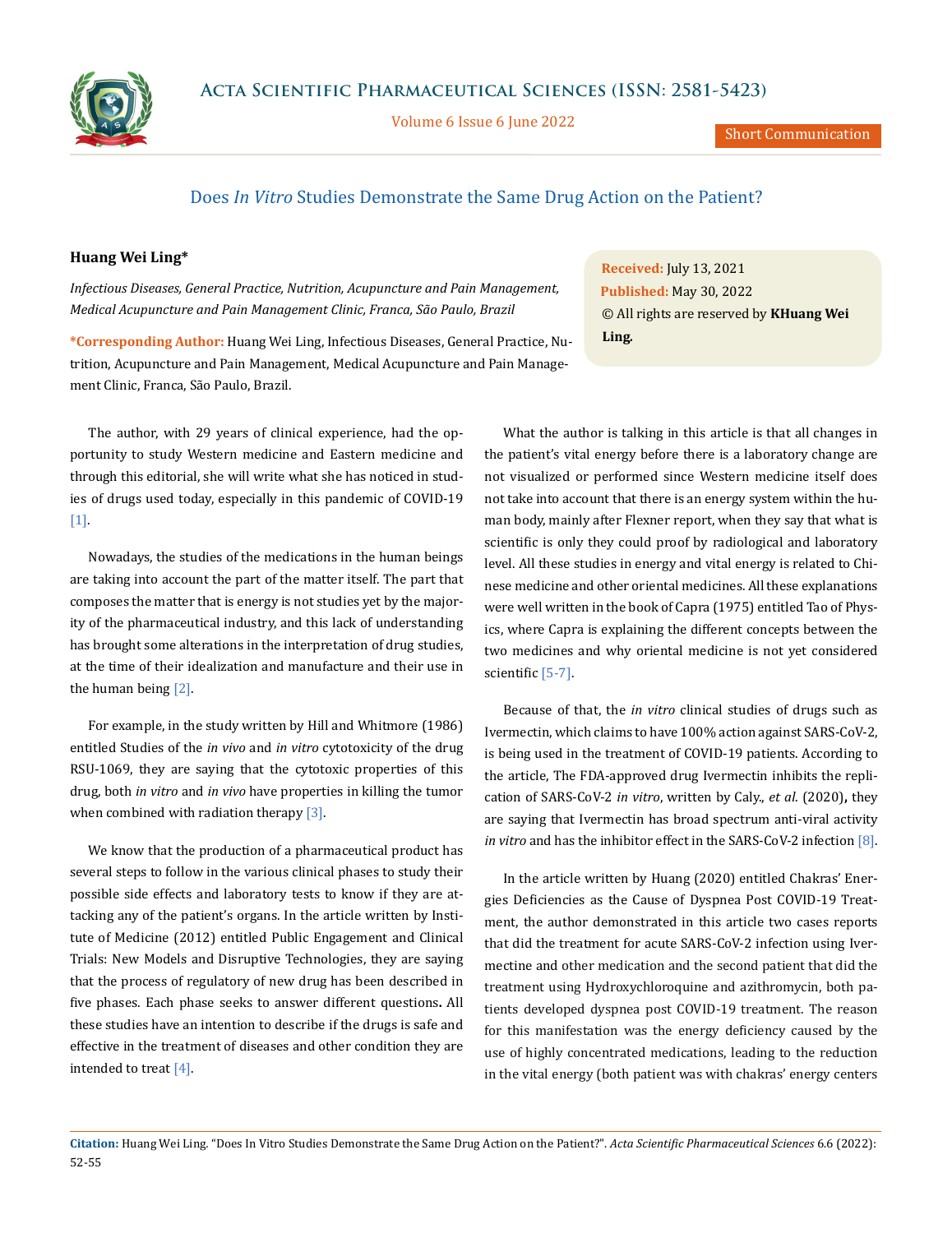Short Communication

# Does *In Vitro* Studies Demonstrate the Same Drug Action on the Patient?

**Huang Wei Ling***

*Infectious Diseases, General Practice, Nutrition, Acupuncture and Pain Management, Medical Acupuncture and Pain Management Clinic, Franca, São Paulo, Brazil*

**\*Corresponding Author:** Huang Wei Ling, Infectious Diseases, General Practice, Nutrition, Acupuncture and Pain Management, Medical Acupuncture and Pain Management Clinic, Franca, São Paulo, Brazil.

**Received:** July 13, 2021
**Published:** May 30, 2022
© All rights are reserved by **KHuang Wei Ling.**

The author, with 29 years of clinical experience, had the opportunity to study Western medicine and Eastern medicine and through this editorial, she will write what she has noticed in studies of drugs used today, especially in this pandemic of COVID-19 [1].

Nowadays, the studies of the medications in the human beings are taking into account the part of the matter itself. The part that composes the matter that is energy is not studies yet by the majority of the pharmaceutical industry, and this lack of understanding has brought some alterations in the interpretation of drug studies, at the time of their idealization and manufacture and their use in the human being [2].

For example, in the study written by Hill and Whitmore (1986) entitled Studies of the *in vivo* and *in vitro* cytotoxicity of the drug RSU-1069, they are saying that the cytotoxic properties of this drug, both *in vitro* and *in vivo* have properties in killing the tumor when combined with radiation therapy [3].

We know that the production of a pharmaceutical product has several steps to follow in the various clinical phases to study their possible side effects and laboratory tests to know if they are attacking any of the patient's organs. In the article written by Institute of Medicine (2012) entitled Public Engagement and Clinical Trials: New Models and Disruptive Technologies, they are saying that the process of regulatory of new drug has been described in five phases. Each phase seeks to answer different questions**.** All these studies have an intention to describe if the drugs is safe and effective in the treatment of diseases and other condition they are intended to treat [4].

What the author is talking in this article is that all changes in the patient's vital energy before there is a laboratory change are not visualized or performed since Western medicine itself does not take into account that there is an energy system within the human body, mainly after Flexner report, when they say that what is scientific is only they could proof by radiological and laboratory level. All these studies in energy and vital energy is related to Chinese medicine and other oriental medicines. All these explanations were well written in the book of Capra (1975) entitled Tao of Physics, where Capra is explaining the different concepts between the two medicines and why oriental medicine is not yet considered scientific [5-7].

Because of that, the *in vitro* clinical studies of drugs such as Ivermectin, which claims to have 100% action against SARS-CoV-2, is being used in the treatment of COVID-19 patients. According to the article, The FDA-approved drug Ivermectin inhibits the replication of SARS-CoV-2 *in vitro*, written by Caly., *et al.* (2020)**,** they are saying that Ivermectin has broad spectrum anti-viral activity *in vitro* and has the inhibitor effect in the SARS-CoV-2 infection [8].

In the article written by Huang (2020) entitled Chakras' Energies Deficiencies as the Cause of Dyspnea Post COVID-19 Treatment, the author demonstrated in this article two cases reports that did the treatment for acute SARS-CoV-2 infection using Ivermectine and other medication and the second patient that did the treatment using Hydroxychloroquine and azithromycin, both patients developed dyspnea post COVID-19 treatment. The reason for this manifestation was the energy deficiency caused by the use of highly concentrated medications, leading to the reduction in the vital energy (both patient was with chakras' energy centers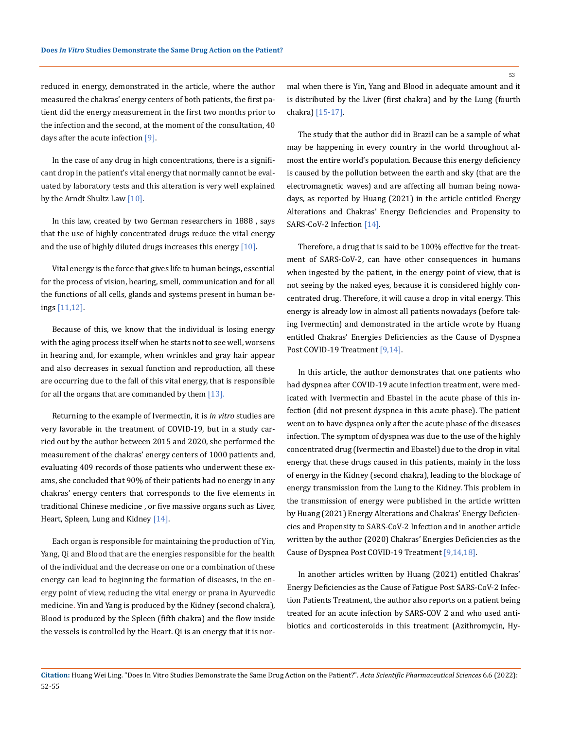reduced in energy, demonstrated in the article, where the author measured the chakras' energy centers of both patients, the first patient did the energy measurement in the first two months prior to the infection and the second, at the moment of the consultation, 40 days after the acute infection [9].

In the case of any drug in high concentrations, there is a significant drop in the patient's vital energy that normally cannot be evaluated by laboratory tests and this alteration is very well explained by the Arndt Shultz Law [10].

In this law, created by two German researchers in 1888 , says that the use of highly concentrated drugs reduce the vital energy and the use of highly diluted drugs increases this energy [10].

Vital energy is the force that gives life to human beings, essential for the process of vision, hearing, smell, communication and for all the functions of all cells, glands and systems present in human beings [11,12].

Because of this, we know that the individual is losing energy with the aging process itself when he starts not to see well, worsens in hearing and, for example, when wrinkles and gray hair appear and also decreases in sexual function and reproduction, all these are occurring due to the fall of this vital energy, that is responsible for all the organs that are commanded by them [13].

Returning to the example of Ivermectin, it is *in vitro* studies are very favorable in the treatment of COVID-19, but in a study carried out by the author between 2015 and 2020, she performed the measurement of the chakras' energy centers of 1000 patients and, evaluating 409 records of those patients who underwent these exams, she concluded that 90% of their patients had no energy in any chakras' energy centers that corresponds to the five elements in traditional Chinese medicine , or five massive organs such as Liver, Heart, Spleen, Lung and Kidney [14].

Each organ is responsible for maintaining the production of Yin, Yang, Qi and Blood that are the energies responsible for the health of the individual and the decrease on one or a combination of these energy can lead to beginning the formation of diseases, in the energy point of view, reducing the vital energy or prana in Ayurvedic medicine. Yin and Yang is produced by the Kidney (second chakra), Blood is produced by the Spleen (fifth chakra) and the flow inside the vessels is controlled by the Heart. Qi is an energy that it is normal when there is Yin, Yang and Blood in adequate amount and it is distributed by the Liver (first chakra) and by the Lung (fourth chakra) [15-17].

The study that the author did in Brazil can be a sample of what may be happening in every country in the world throughout almost the entire world's population. Because this energy deficiency is caused by the pollution between the earth and sky (that are the electromagnetic waves) and are affecting all human being nowadays, as reported by Huang (2021) in the article entitled Energy Alterations and Chakras' Energy Deficiencies and Propensity to SARS-CoV-2 Infection [14].

Therefore, a drug that is said to be 100% effective for the treatment of SARS-CoV-2, can have other consequences in humans when ingested by the patient, in the energy point of view, that is not seeing by the naked eyes, because it is considered highly concentrated drug. Therefore, it will cause a drop in vital energy. This energy is already low in almost all patients nowadays (before taking Ivermectin) and demonstrated in the article wrote by Huang entitled Chakras' Energies Deficiencies as the Cause of Dyspnea Post COVID-19 Treatment [9,14].

In this article, the author demonstrates that one patients who had dyspnea after COVID-19 acute infection treatment, were medicated with Ivermectin and Ebastel in the acute phase of this infection (did not present dyspnea in this acute phase). The patient went on to have dyspnea only after the acute phase of the diseases infection. The symptom of dyspnea was due to the use of the highly concentrated drug (Ivermectin and Ebastel) due to the drop in vital energy that these drugs caused in this patients, mainly in the loss of energy in the Kidney (second chakra), leading to the blockage of energy transmission from the Lung to the Kidney. This problem in the transmission of energy were published in the article written by Huang (2021) Energy Alterations and Chakras' Energy Deficiencies and Propensity to SARS-CoV-2 Infection and in another article written by the author (2020) Chakras' Energies Deficiencies as the Cause of Dyspnea Post COVID-19 Treatment [9,14,18].

In another articles written by Huang (2021) entitled Chakras' Energy Deficiencies as the Cause of Fatigue Post SARS-CoV-2 Infection Patients Treatment, the author also reports on a patient being treated for an acute infection by SARS-COV 2 and who used antibiotics and corticosteroids in this treatment (Azithromycin, Hy-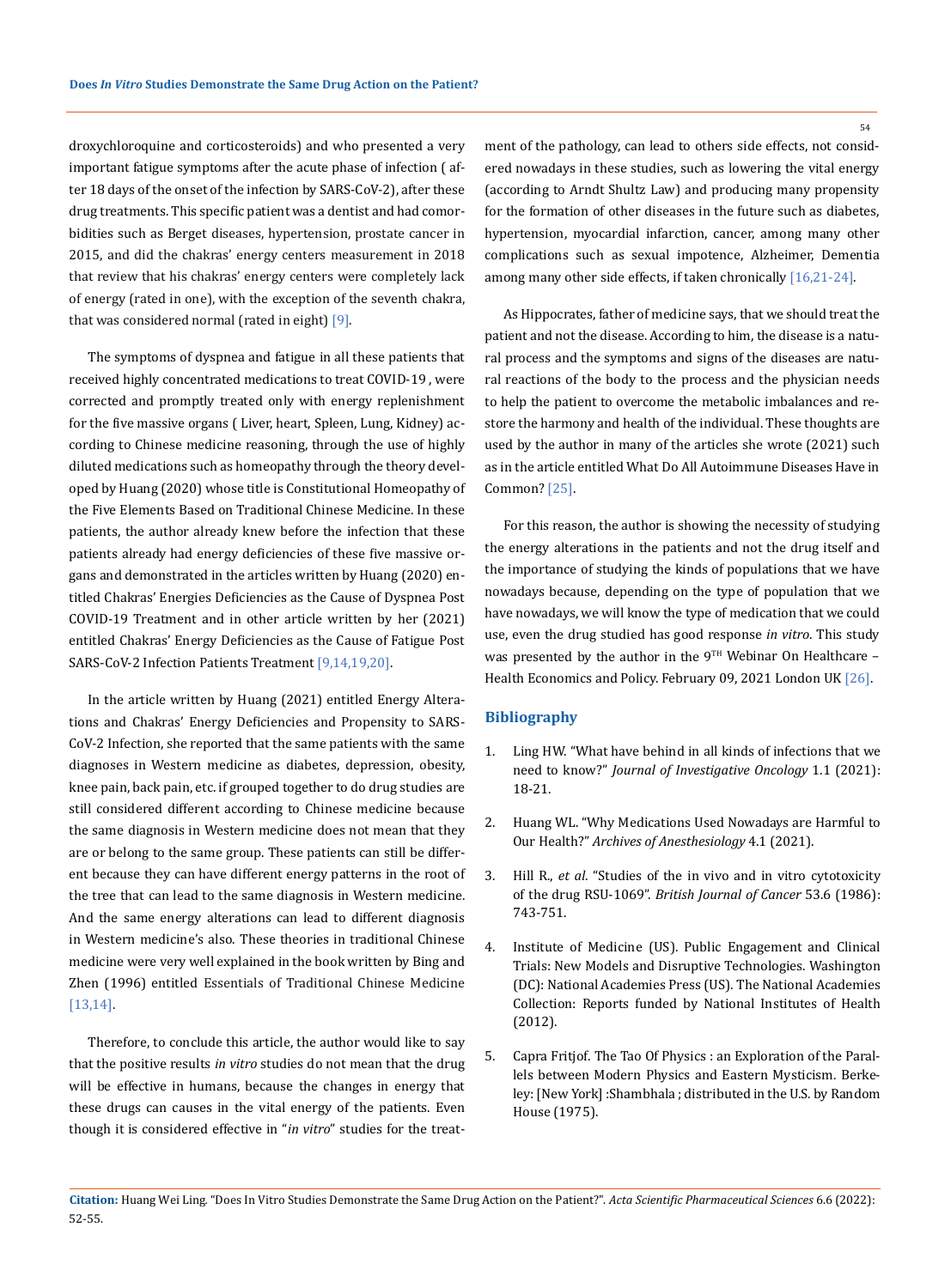droxychloroquine and corticosteroids) and who presented a very important fatigue symptoms after the acute phase of infection ( after 18 days of the onset of the infection by SARS-CoV-2), after these drug treatments. This specific patient was a dentist and had comorbidities such as Berget diseases, hypertension, prostate cancer in 2015, and did the chakras' energy centers measurement in 2018 that review that his chakras' energy centers were completely lack of energy (rated in one), with the exception of the seventh chakra, that was considered normal (rated in eight) [9].

The symptoms of dyspnea and fatigue in all these patients that received highly concentrated medications to treat COVID-19 , were corrected and promptly treated only with energy replenishment for the five massive organs ( Liver, heart, Spleen, Lung, Kidney) according to Chinese medicine reasoning, through the use of highly diluted medications such as homeopathy through the theory developed by Huang (2020) whose title is Constitutional Homeopathy of the Five Elements Based on Traditional Chinese Medicine. In these patients, the author already knew before the infection that these patients already had energy deficiencies of these five massive organs and demonstrated in the articles written by Huang (2020) entitled Chakras' Energies Deficiencies as the Cause of Dyspnea Post COVID-19 Treatment and in other article written by her (2021) entitled Chakras' Energy Deficiencies as the Cause of Fatigue Post SARS-CoV-2 Infection Patients Treatment [9,14,19,20].

In the article written by Huang (2021) entitled Energy Alterations and Chakras' Energy Deficiencies and Propensity to SARS-CoV-2 Infection, she reported that the same patients with the same diagnoses in Western medicine as diabetes, depression, obesity, knee pain, back pain, etc. if grouped together to do drug studies are still considered different according to Chinese medicine because the same diagnosis in Western medicine does not mean that they are or belong to the same group. These patients can still be different because they can have different energy patterns in the root of the tree that can lead to the same diagnosis in Western medicine. And the same energy alterations can lead to different diagnosis in Western medicine's also. These theories in traditional Chinese medicine were very well explained in the book written by Bing and Zhen (1996) entitled Essentials of Traditional Chinese Medicine [13,14].

Therefore, to conclude this article, the author would like to say that the positive results *in vitro* studies do not mean that the drug will be effective in humans, because the changes in energy that these drugs can causes in the vital energy of the patients. Even though it is considered effective in "*in vitro*" studies for the treatment of the pathology, can lead to others side effects, not considered nowadays in these studies, such as lowering the vital energy (according to Arndt Shultz Law) and producing many propensity for the formation of other diseases in the future such as diabetes, hypertension, myocardial infarction, cancer, among many other complications such as sexual impotence, Alzheimer, Dementia among many other side effects, if taken chronically [16,21-24].

As Hippocrates, father of medicine says, that we should treat the patient and not the disease. According to him, the disease is a natural process and the symptoms and signs of the diseases are natural reactions of the body to the process and the physician needs to help the patient to overcome the metabolic imbalances and restore the harmony and health of the individual. These thoughts are used by the author in many of the articles she wrote (2021) such as in the article entitled What Do All Autoimmune Diseases Have in Common? [25].

For this reason, the author is showing the necessity of studying the energy alterations in the patients and not the drug itself and the importance of studying the kinds of populations that we have nowadays because, depending on the type of population that we have nowadays, we will know the type of medication that we could use, even the drug studied has good response *in vitro*. This study was presented by the author in the 9$^{TH}$ Webinar On Healthcare – Health Economics and Policy. February 09, 2021 London UK [26].

## Bibliography

1. Ling HW. "What have behind in all kinds of infections that we need to know?" *Journal of Investigative Oncology* 1.1 (2021): 18-21.
2. Huang WL. "Why Medications Used Nowadays are Harmful to Our Health?" *Archives of Anesthesiology* 4.1 (2021).
3. Hill R., *et al.* "Studies of the in vivo and in vitro cytotoxicity of the drug RSU-1069". *British Journal of Cancer* 53.6 (1986): 743-751.
4. Institute of Medicine (US). Public Engagement and Clinical Trials: New Models and Disruptive Technologies. Washington (DC): National Academies Press (US). The National Academies Collection: Reports funded by National Institutes of Health (2012).
5. Capra Fritjof. The Tao Of Physics : an Exploration of the Parallels between Modern Physics and Eastern Mysticism. Berkeley: [New York] :Shambhala ; distributed in the U.S. by Random House (1975).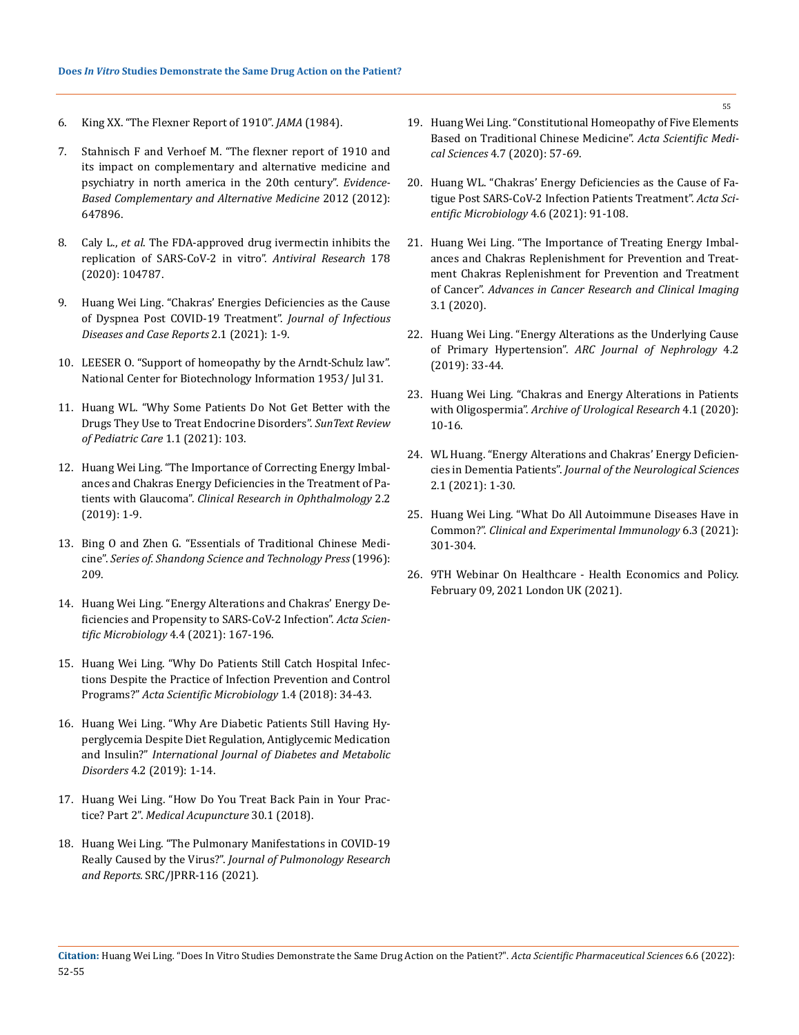6. King XX. "The Flexner Report of 1910". *JAMA* (1984).

7. Stahnisch F and Verhoef M. "The flexner report of 1910 and its impact on complementary and alternative medicine and psychiatry in north america in the 20th century". *Evidence-Based Complementary and Alternative Medicine* 2012 (2012): 647896.

8. Caly L., *et al*. The FDA-approved drug ivermectin inhibits the replication of SARS-CoV-2 in vitro". *Antiviral Research* 178 (2020): 104787.

9. Huang Wei Ling. "Chakras' Energies Deficiencies as the Cause of Dyspnea Post COVID-19 Treatment". *Journal of Infectious Diseases and Case Reports* 2.1 (2021): 1-9.

10. LEESER O. "Support of homeopathy by the Arndt-Schulz law". National Center for Biotechnology Information 1953/ Jul 31.

11. Huang WL. "Why Some Patients Do Not Get Better with the Drugs They Use to Treat Endocrine Disorders". *SunText Review of Pediatric Care* 1.1 (2021): 103.

12. Huang Wei Ling. "The Importance of Correcting Energy Imbalances and Chakras Energy Deficiencies in the Treatment of Patients with Glaucoma". *Clinical Research in Ophthalmology* 2.2 (2019): 1-9.

13. Bing O and Zhen G. "Essentials of Traditional Chinese Medicine". *Series of. Shandong Science and Technology Press* (1996): 209.

14. Huang Wei Ling. "Energy Alterations and Chakras' Energy Deficiencies and Propensity to SARS-CoV-2 Infection". *Acta Scientific Microbiology* 4.4 (2021): 167-196.

15. Huang Wei Ling. "Why Do Patients Still Catch Hospital Infections Despite the Practice of Infection Prevention and Control Programs?" *Acta Scientific Microbiology* 1.4 (2018): 34-43.

16. Huang Wei Ling. "Why Are Diabetic Patients Still Having Hyperglycemia Despite Diet Regulation, Antiglycemic Medication and Insulin?" *International Journal of Diabetes and Metabolic Disorders* 4.2 (2019): 1-14.

17. Huang Wei Ling. "How Do You Treat Back Pain in Your Practice? Part 2". *Medical Acupuncture* 30.1 (2018).

18. Huang Wei Ling. "The Pulmonary Manifestations in COVID-19 Really Caused by the Virus?". *Journal of Pulmonology Research and Reports.* SRC/JPRR-116 (2021).

19. Huang Wei Ling. "Constitutional Homeopathy of Five Elements Based on Traditional Chinese Medicine". *Acta Scientific Medical Sciences* 4.7 (2020): 57-69.

20. Huang WL. "Chakras' Energy Deficiencies as the Cause of Fatigue Post SARS-CoV-2 Infection Patients Treatment". *Acta Scientific Microbiology* 4.6 (2021): 91-108.

21. Huang Wei Ling. "The Importance of Treating Energy Imbalances and Chakras Replenishment for Prevention and Treatment Chakras Replenishment for Prevention and Treatment of Cancer". *Advances in Cancer Research and Clinical Imaging* 3.1 (2020).

22. Huang Wei Ling. "Energy Alterations as the Underlying Cause of Primary Hypertension". *ARC Journal of Nephrology* 4.2 (2019): 33-44.

23. Huang Wei Ling. "Chakras and Energy Alterations in Patients with Oligospermia". *Archive of Urological Research* 4.1 (2020): 10-16.

24. WL Huang. "Energy Alterations and Chakras' Energy Deficiencies in Dementia Patients". *Journal of the Neurological Sciences* 2.1 (2021): 1-30.

25. Huang Wei Ling. "What Do All Autoimmune Diseases Have in Common?". *Clinical and Experimental Immunology* 6.3 (2021): 301-304.

26. 9TH Webinar On Healthcare - Health Economics and Policy. February 09, 2021 London UK (2021).

**Citation:** Huang Wei Ling. "Does In Vitro Studies Demonstrate the Same Drug Action on the Patient?". *Acta Scientific Pharmaceutical Sciences* 6.6 (2022): 52-55